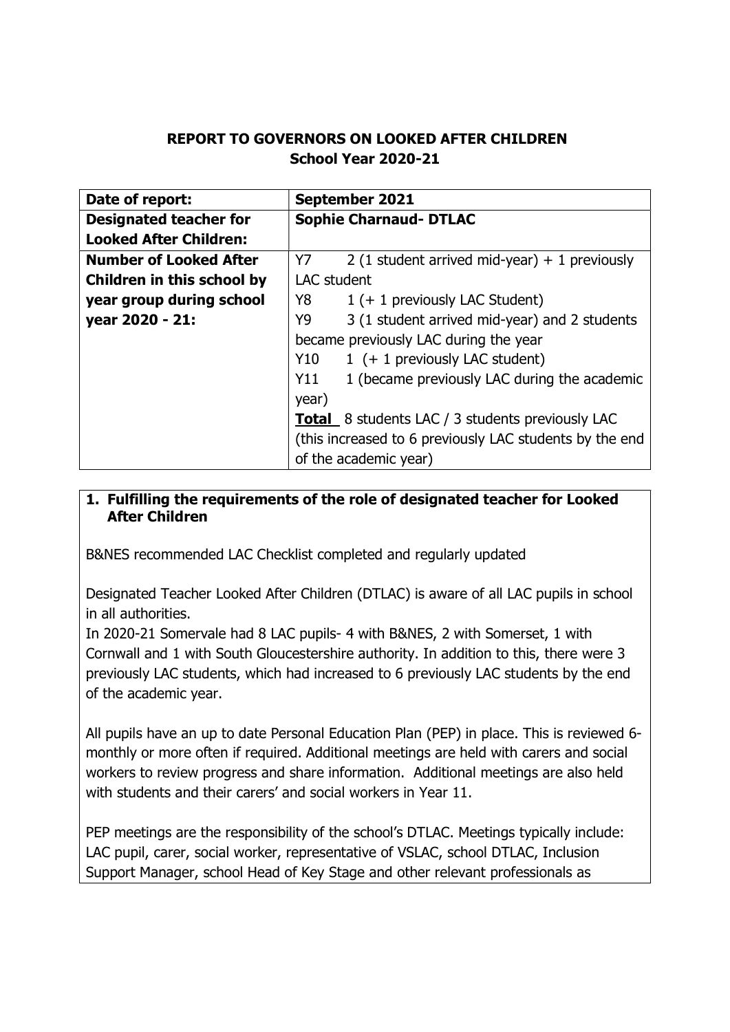**REPORT TO GOVERNORS ON LOOKED AFTER CHILDREN**
**School Year 2020-21**

| | |
|---|---|
| **Date of report:** | **September 2021** |
| **Designated teacher for Looked After Children:** | **Sophie Charnaud- DTLAC** |
| **Number of Looked After Children in this school by year group during school year 2020 - 21:** | Y7 2 (1 student arrived mid-year) + 1 previously LAC student<br>Y8 1 (+ 1 previously LAC Student)<br>Y9 3 (1 student arrived mid-year) and 2 students became previously LAC during the year<br>Y10 1 (+ 1 previously LAC student)<br>Y11 1 (became previously LAC during the academic year)<br>**Total** 8 students LAC / 3 students previously LAC (this increased to 6 previously LAC students by the end of the academic year) |

**1. Fulfilling the requirements of the role of designated teacher for Looked After Children**

B&NES recommended LAC Checklist completed and regularly updated

Designated Teacher Looked After Children (DTLAC) is aware of all LAC pupils in school in all authorities.
In 2020-21 Somervale had 8 LAC pupils- 4 with B&NES, 2 with Somerset, 1 with Cornwall and 1 with South Gloucestershire authority. In addition to this, there were 3 previously LAC students, which had increased to 6 previously LAC students by the end of the academic year.

All pupils have an up to date Personal Education Plan (PEP) in place. This is reviewed 6-monthly or more often if required. Additional meetings are held with carers and social workers to review progress and share information. Additional meetings are also held with students and their carers' and social workers in Year 11.

PEP meetings are the responsibility of the school's DTLAC. Meetings typically include: LAC pupil, carer, social worker, representative of VSLAC, school DTLAC, Inclusion Support Manager, school Head of Key Stage and other relevant professionals as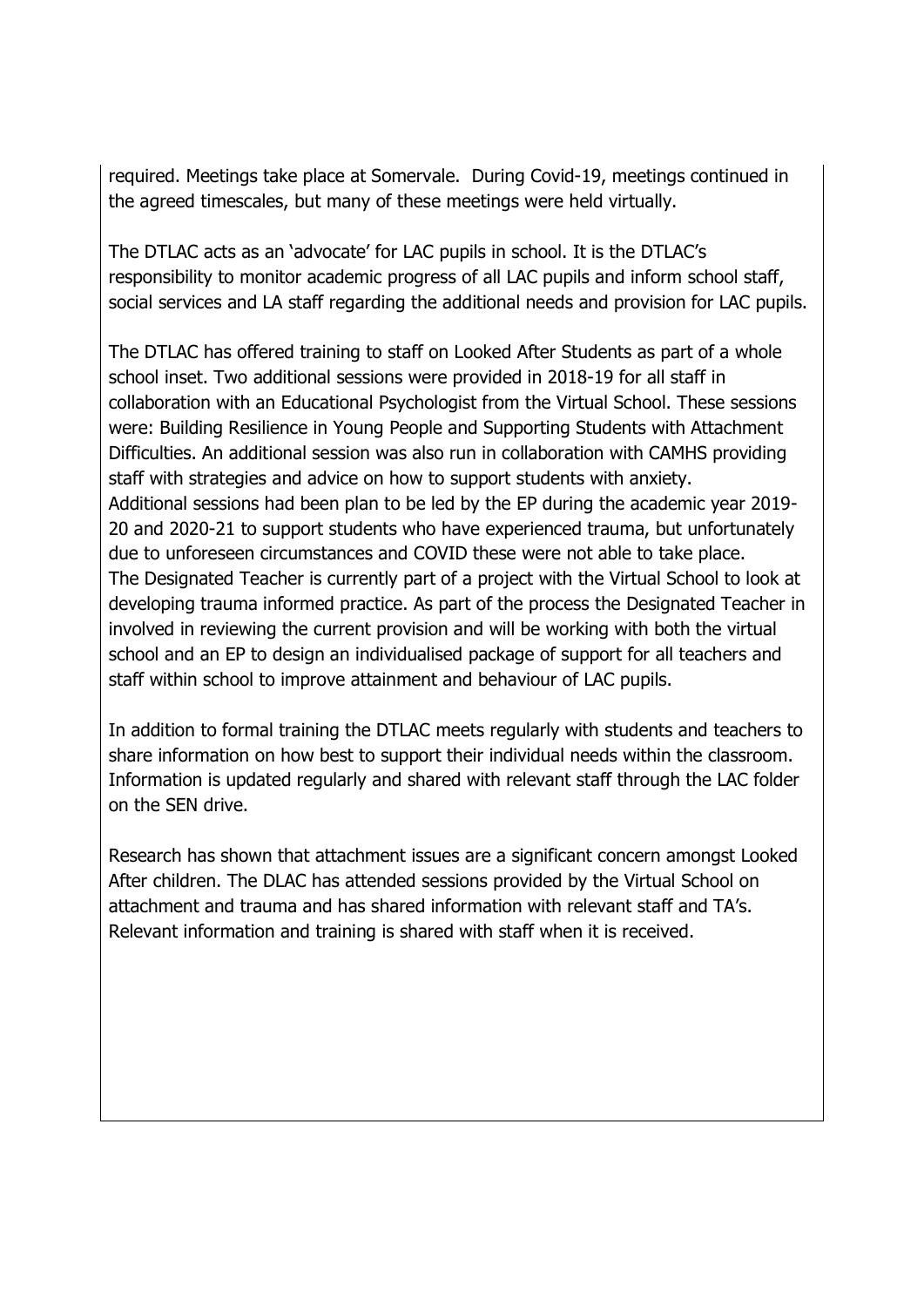required. Meetings take place at Somervale. During Covid-19, meetings continued in the agreed timescales, but many of these meetings were held virtually.

The DTLAC acts as an 'advocate' for LAC pupils in school. It is the DTLAC's responsibility to monitor academic progress of all LAC pupils and inform school staff, social services and LA staff regarding the additional needs and provision for LAC pupils.

The DTLAC has offered training to staff on Looked After Students as part of a whole school inset. Two additional sessions were provided in 2018-19 for all staff in collaboration with an Educational Psychologist from the Virtual School. These sessions were: Building Resilience in Young People and Supporting Students with Attachment Difficulties. An additional session was also run in collaboration with CAMHS providing staff with strategies and advice on how to support students with anxiety.
Additional sessions had been plan to be led by the EP during the academic year 2019-20 and 2020-21 to support students who have experienced trauma, but unfortunately due to unforeseen circumstances and COVID these were not able to take place.
The Designated Teacher is currently part of a project with the Virtual School to look at developing trauma informed practice. As part of the process the Designated Teacher in involved in reviewing the current provision and will be working with both the virtual school and an EP to design an individualised package of support for all teachers and staff within school to improve attainment and behaviour of LAC pupils.

In addition to formal training the DTLAC meets regularly with students and teachers to share information on how best to support their individual needs within the classroom. Information is updated regularly and shared with relevant staff through the LAC folder on the SEN drive.

Research has shown that attachment issues are a significant concern amongst Looked After children. The DLAC has attended sessions provided by the Virtual School on attachment and trauma and has shared information with relevant staff and TA's. Relevant information and training is shared with staff when it is received.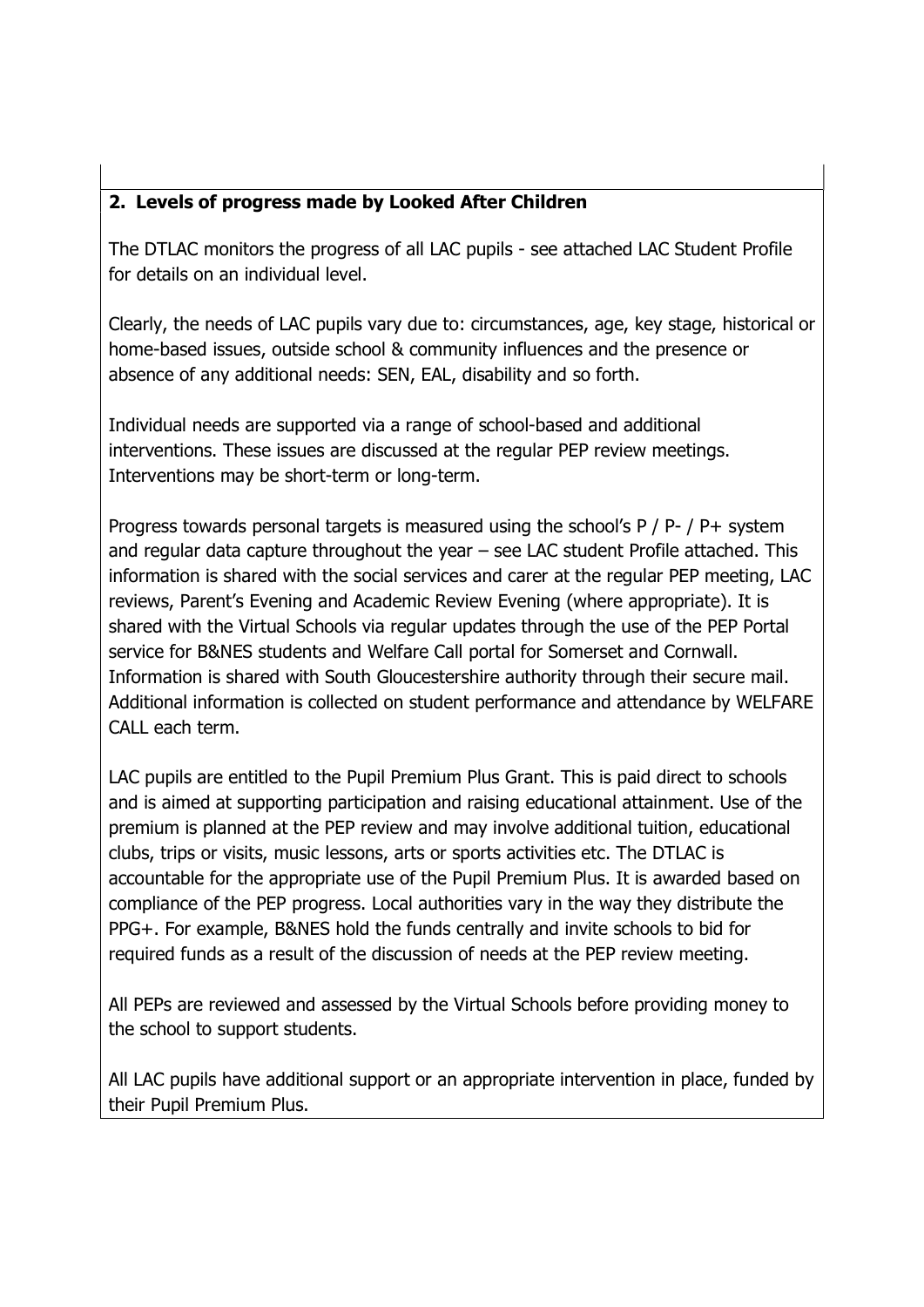## 2. Levels of progress made by Looked After Children

The DTLAC monitors the progress of all LAC pupils - see attached LAC Student Profile for details on an individual level.

Clearly, the needs of LAC pupils vary due to: circumstances, age, key stage, historical or home-based issues, outside school & community influences and the presence or absence of any additional needs: SEN, EAL, disability and so forth.

Individual needs are supported via a range of school-based and additional interventions. These issues are discussed at the regular PEP review meetings. Interventions may be short-term or long-term.

Progress towards personal targets is measured using the school's P / P- / P+ system and regular data capture throughout the year – see LAC student Profile attached. This information is shared with the social services and carer at the regular PEP meeting, LAC reviews, Parent's Evening and Academic Review Evening (where appropriate). It is shared with the Virtual Schools via regular updates through the use of the PEP Portal service for B&NES students and Welfare Call portal for Somerset and Cornwall. Information is shared with South Gloucestershire authority through their secure mail. Additional information is collected on student performance and attendance by WELFARE CALL each term.

LAC pupils are entitled to the Pupil Premium Plus Grant. This is paid direct to schools and is aimed at supporting participation and raising educational attainment. Use of the premium is planned at the PEP review and may involve additional tuition, educational clubs, trips or visits, music lessons, arts or sports activities etc. The DTLAC is accountable for the appropriate use of the Pupil Premium Plus. It is awarded based on compliance of the PEP progress. Local authorities vary in the way they distribute the PPG+. For example, B&NES hold the funds centrally and invite schools to bid for required funds as a result of the discussion of needs at the PEP review meeting.

All PEPs are reviewed and assessed by the Virtual Schools before providing money to the school to support students.

All LAC pupils have additional support or an appropriate intervention in place, funded by their Pupil Premium Plus.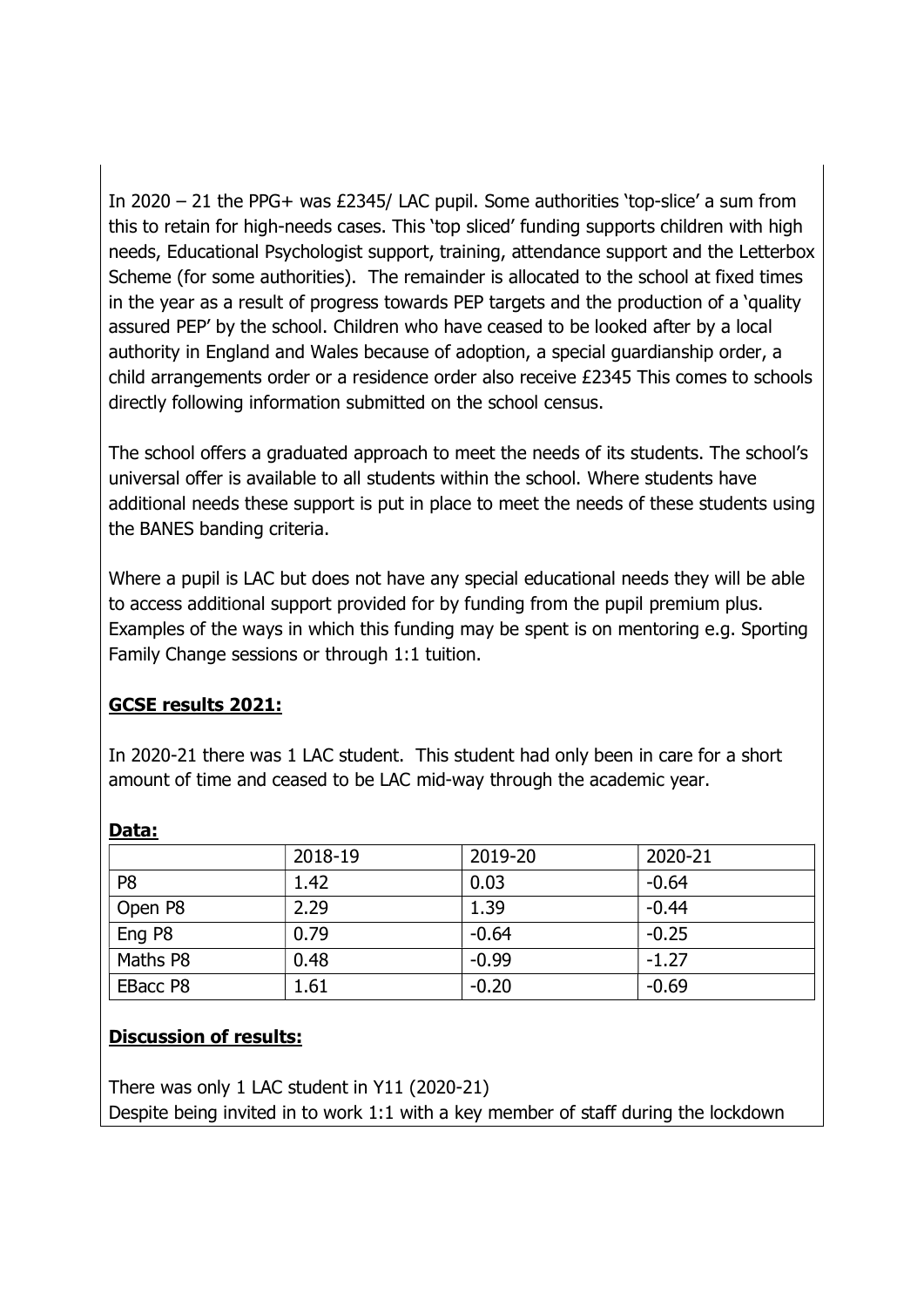In 2020 – 21 the PPG+ was £2345/ LAC pupil. Some authorities 'top-slice' a sum from this to retain for high-needs cases. This 'top sliced' funding supports children with high needs, Educational Psychologist support, training, attendance support and the Letterbox Scheme (for some authorities). The remainder is allocated to the school at fixed times in the year as a result of progress towards PEP targets and the production of a 'quality assured PEP' by the school. Children who have ceased to be looked after by a local authority in England and Wales because of adoption, a special guardianship order, a child arrangements order or a residence order also receive £2345 This comes to schools directly following information submitted on the school census.

The school offers a graduated approach to meet the needs of its students. The school's universal offer is available to all students within the school. Where students have additional needs these support is put in place to meet the needs of these students using the BANES banding criteria.

Where a pupil is LAC but does not have any special educational needs they will be able to access additional support provided for by funding from the pupil premium plus. Examples of the ways in which this funding may be spent is on mentoring e.g. Sporting Family Change sessions or through 1:1 tuition.

**GCSE results 2021:**

In 2020-21 there was 1 LAC student. This student had only been in care for a short amount of time and ceased to be LAC mid-way through the academic year.

**Data:**

| | 2018-19 | 2019-20 | 2020-21 |
|---|---|---|---|
| P8 | 1.42 | 0.03 | -0.64 |
| Open P8 | 2.29 | 1.39 | -0.44 |
| Eng P8 | 0.79 | -0.64 | -0.25 |
| Maths P8 | 0.48 | -0.99 | -1.27 |
| EBacc P8 | 1.61 | -0.20 | -0.69 |

**Discussion of results:**

There was only 1 LAC student in Y11 (2020-21)
Despite being invited in to work 1:1 with a key member of staff during the lockdown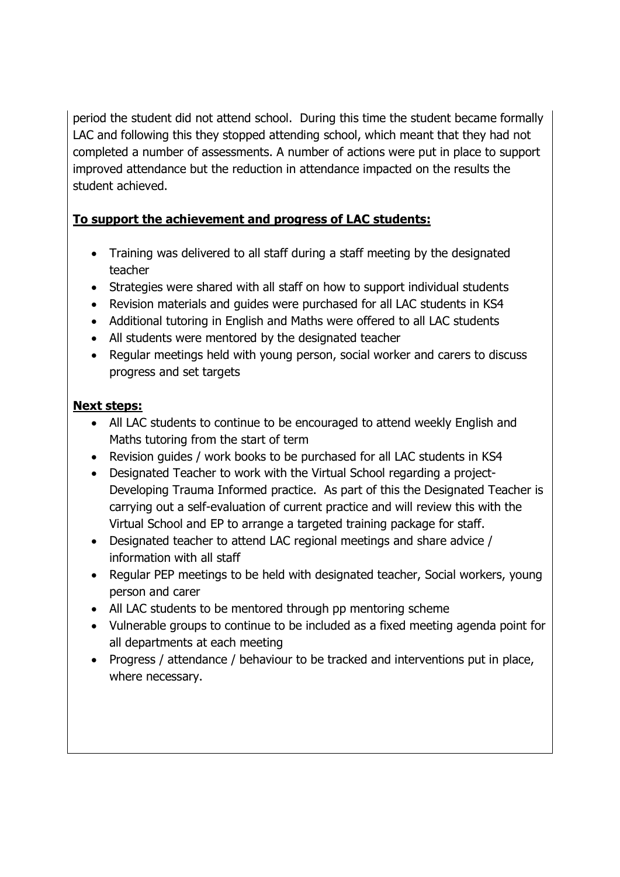period the student did not attend school. During this time the student became formally LAC and following this they stopped attending school, which meant that they had not completed a number of assessments. A number of actions were put in place to support improved attendance but the reduction in attendance impacted on the results the student achieved.

**To support the achievement and progress of LAC students:**

- Training was delivered to all staff during a staff meeting by the designated teacher
- Strategies were shared with all staff on how to support individual students
- Revision materials and guides were purchased for all LAC students in KS4
- Additional tutoring in English and Maths were offered to all LAC students
- All students were mentored by the designated teacher
- Regular meetings held with young person, social worker and carers to discuss progress and set targets

**Next steps:**

- All LAC students to continue to be encouraged to attend weekly English and Maths tutoring from the start of term
- Revision guides / work books to be purchased for all LAC students in KS4
- Designated Teacher to work with the Virtual School regarding a project- Developing Trauma Informed practice. As part of this the Designated Teacher is carrying out a self-evaluation of current practice and will review this with the Virtual School and EP to arrange a targeted training package for staff.
- Designated teacher to attend LAC regional meetings and share advice / information with all staff
- Regular PEP meetings to be held with designated teacher, Social workers, young person and carer
- All LAC students to be mentored through pp mentoring scheme
- Vulnerable groups to continue to be included as a fixed meeting agenda point for all departments at each meeting
- Progress / attendance / behaviour to be tracked and interventions put in place, where necessary.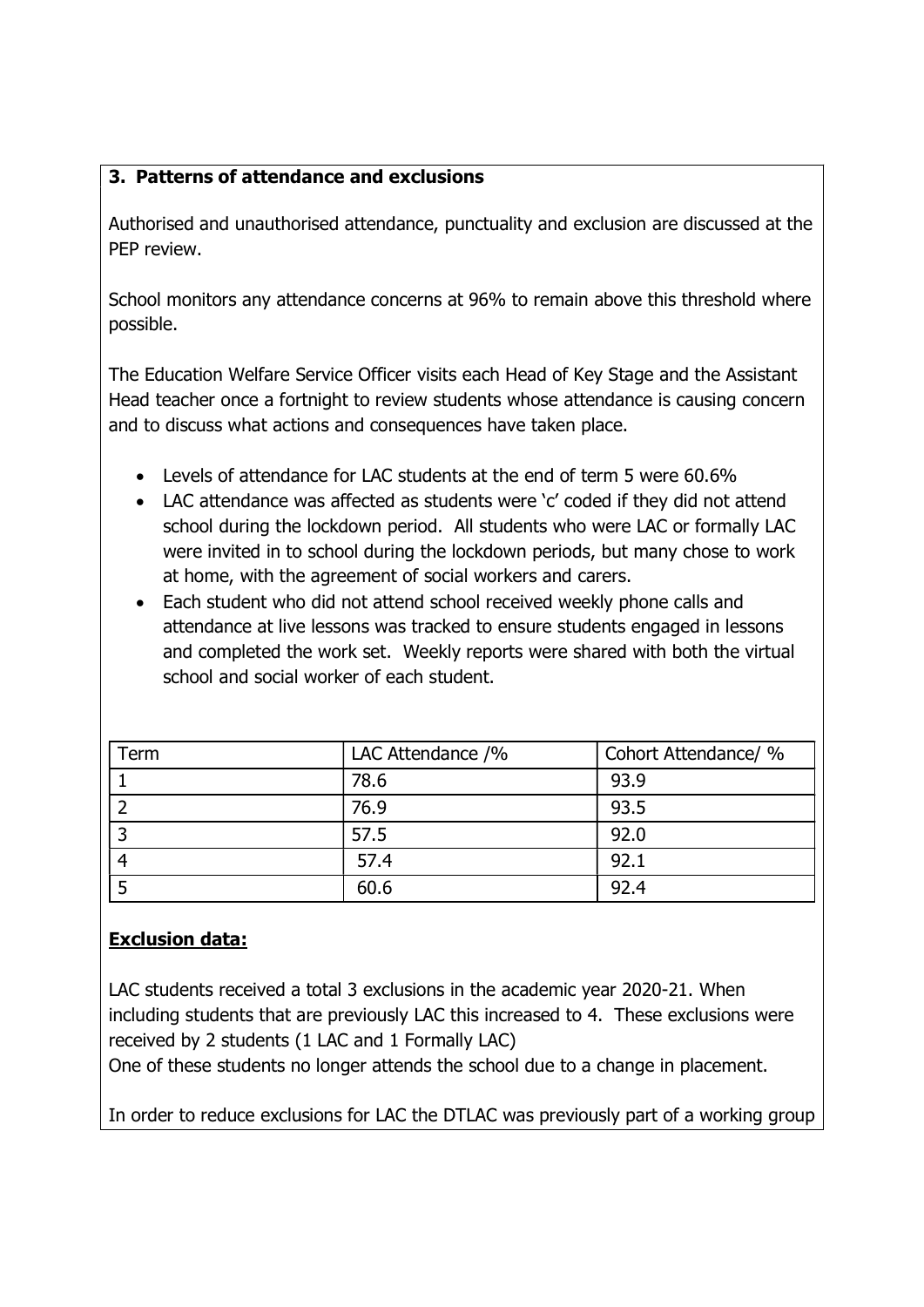### 3. Patterns of attendance and exclusions

Authorised and unauthorised attendance, punctuality and exclusion are discussed at the PEP review.

School monitors any attendance concerns at 96% to remain above this threshold where possible.

The Education Welfare Service Officer visits each Head of Key Stage and the Assistant Head teacher once a fortnight to review students whose attendance is causing concern and to discuss what actions and consequences have taken place.

- Levels of attendance for LAC students at the end of term 5 were 60.6%
- LAC attendance was affected as students were 'c' coded if they did not attend school during the lockdown period. All students who were LAC or formally LAC were invited in to school during the lockdown periods, but many chose to work at home, with the agreement of social workers and carers.
- Each student who did not attend school received weekly phone calls and attendance at live lessons was tracked to ensure students engaged in lessons and completed the work set. Weekly reports were shared with both the virtual school and social worker of each student.

| Term | LAC Attendance /% | Cohort Attendance/ % |
|---|---|---|
| 1 | 78.6 | 93.9 |
| 2 | 76.9 | 93.5 |
| 3 | 57.5 | 92.0 |
| 4 | 57.4 | 92.1 |
| 5 | 60.6 | 92.4 |

**Exclusion data:**

LAC students received a total 3 exclusions in the academic year 2020-21. When including students that are previously LAC this increased to 4. These exclusions were received by 2 students (1 LAC and 1 Formally LAC)
One of these students no longer attends the school due to a change in placement.

In order to reduce exclusions for LAC the DTLAC was previously part of a working group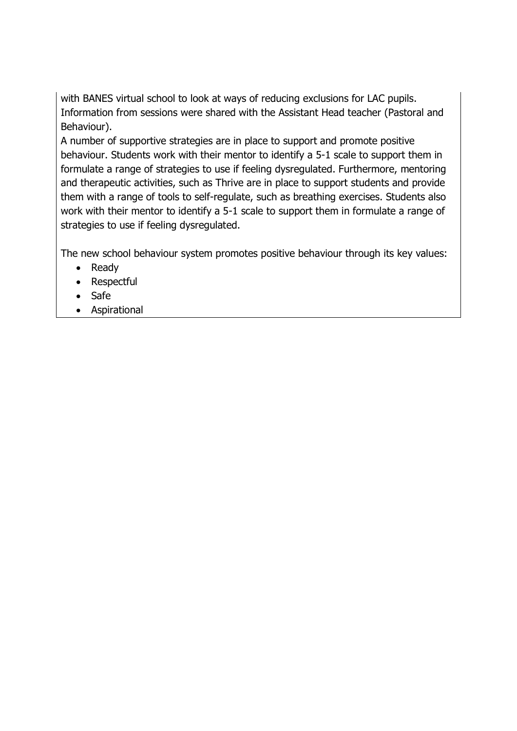with BANES virtual school to look at ways of reducing exclusions for LAC pupils. Information from sessions were shared with the Assistant Head teacher (Pastoral and Behaviour).

A number of supportive strategies are in place to support and promote positive behaviour. Students work with their mentor to identify a 5-1 scale to support them in formulate a range of strategies to use if feeling dysregulated. Furthermore, mentoring and therapeutic activities, such as Thrive are in place to support students and provide them with a range of tools to self-regulate, such as breathing exercises. Students also work with their mentor to identify a 5-1 scale to support them in formulate a range of strategies to use if feeling dysregulated.

The new school behaviour system promotes positive behaviour through its key values:

- Ready
- Respectful
- Safe
- Aspirational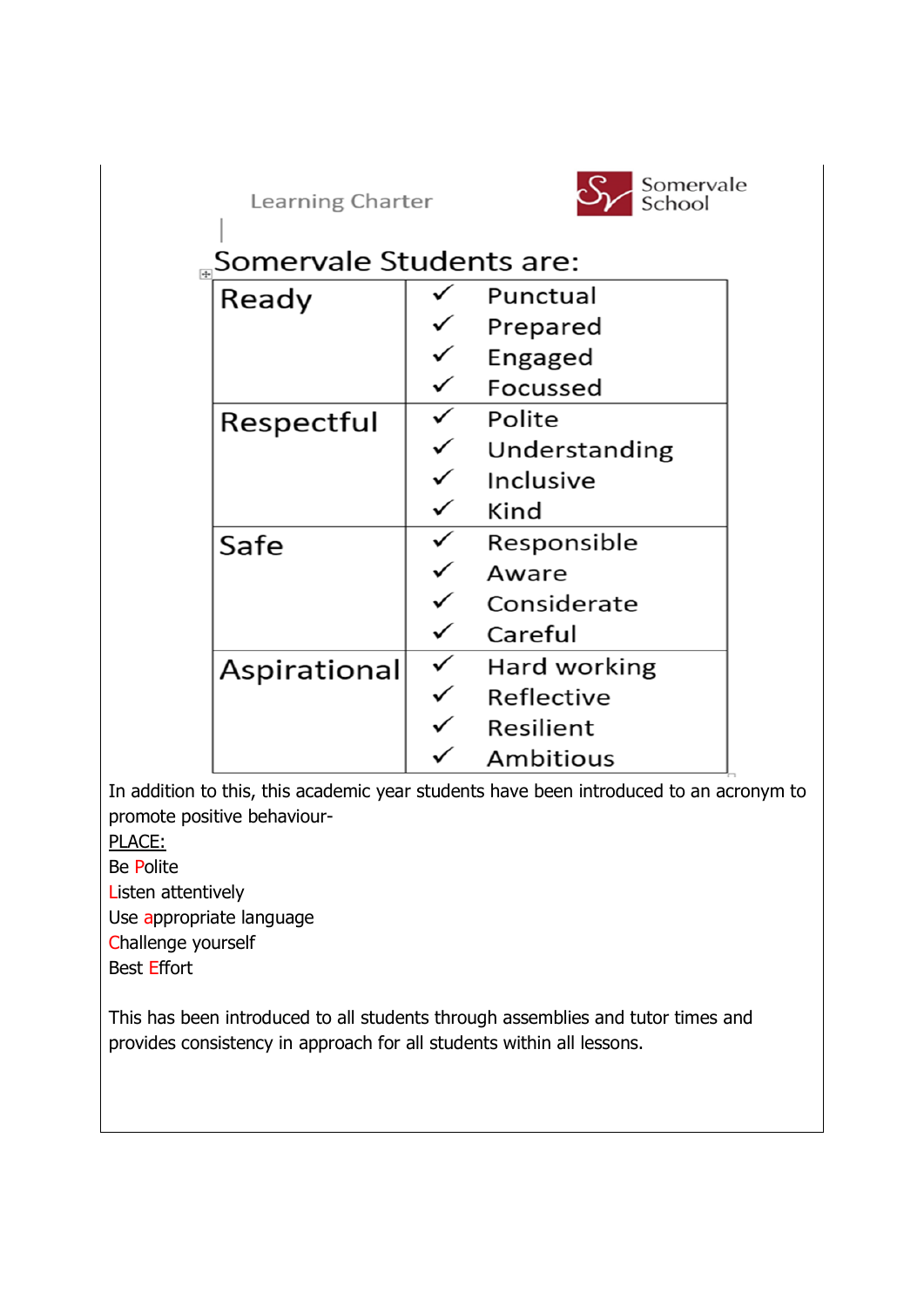Learning Charter

Somervale School

## Somervale Students are:

| | |
|---|---|
| Ready | ✓ Punctual<br>✓ Prepared<br>✓ Engaged<br>✓ Focussed |
| Respectful | ✓ Polite<br>✓ Understanding<br>✓ Inclusive<br>✓ Kind |
| Safe | ✓ Responsible<br>✓ Aware<br>✓ Considerate<br>✓ Careful |
| Aspirational | ✓ Hard working<br>✓ Reflective<br>✓ Resilient<br>✓ Ambitious |

In addition to this, this academic year students have been introduced to an acronym to promote positive behaviour-

PLACE:

Be Polite
Listen attentively
Use appropriate language
Challenge yourself
Best Effort

This has been introduced to all students through assemblies and tutor times and provides consistency in approach for all students within all lessons.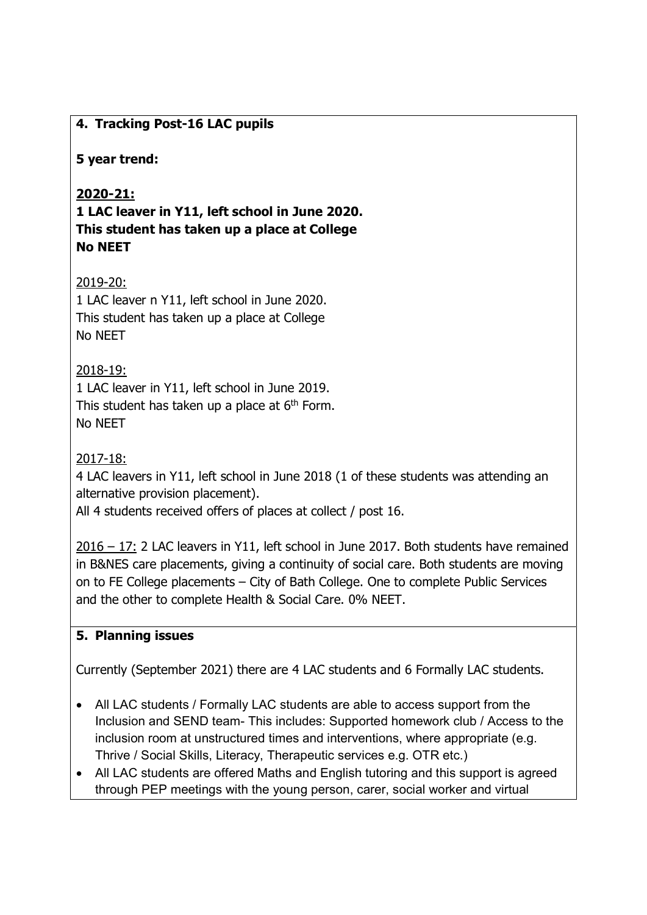**4. Tracking Post-16 LAC pupils**

**5 year trend:**

**2020-21:**
**1 LAC leaver in Y11, left school in June 2020.**
**This student has taken up a place at College**
**No NEET**

2019-20:
1 LAC leaver n Y11, left school in June 2020.
This student has taken up a place at College
No NEET

2018-19:
1 LAC leaver in Y11, left school in June 2019.
This student has taken up a place at 6th Form.
No NEET

2017-18:
4 LAC leavers in Y11, left school in June 2018 (1 of these students was attending an alternative provision placement).
All 4 students received offers of places at collect / post 16.

2016 – 17: 2 LAC leavers in Y11, left school in June 2017. Both students have remained in B&NES care placements, giving a continuity of social care. Both students are moving on to FE College placements – City of Bath College. One to complete Public Services and the other to complete Health & Social Care. 0% NEET.

**5. Planning issues**

Currently (September 2021) there are 4 LAC students and 6 Formally LAC students.

- All LAC students / Formally LAC students are able to access support from the Inclusion and SEND team- This includes: Supported homework club / Access to the inclusion room at unstructured times and interventions, where appropriate (e.g. Thrive / Social Skills, Literacy, Therapeutic services e.g. OTR etc.)
- All LAC students are offered Maths and English tutoring and this support is agreed through PEP meetings with the young person, carer, social worker and virtual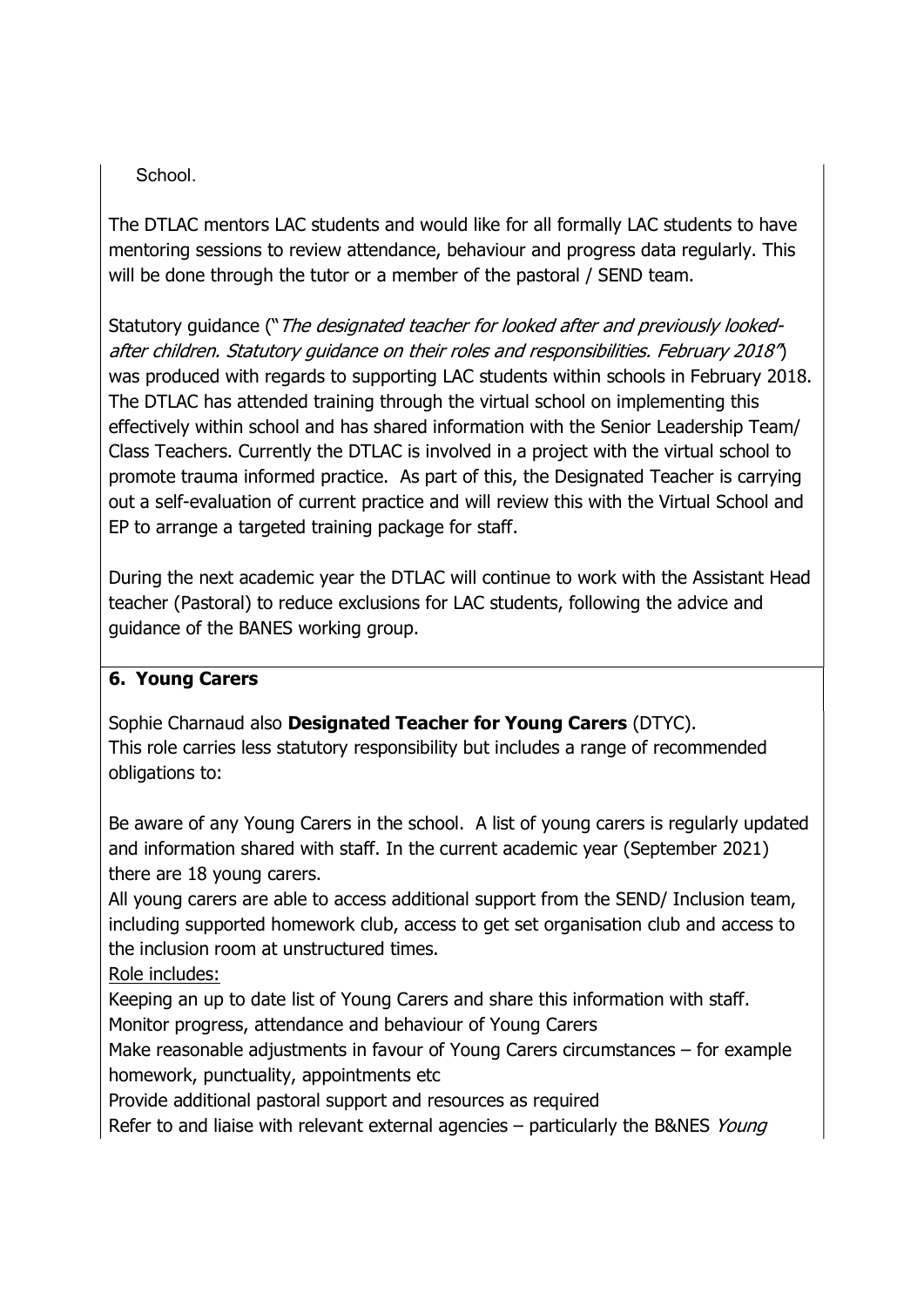School.

The DTLAC mentors LAC students and would like for all formally LAC students to have mentoring sessions to review attendance, behaviour and progress data regularly. This will be done through the tutor or a member of the pastoral / SEND team.

Statutory guidance ("*The designated teacher for looked after and previously looked-after children. Statutory guidance on their roles and responsibilities. February 2018*") was produced with regards to supporting LAC students within schools in February 2018. The DTLAC has attended training through the virtual school on implementing this effectively within school and has shared information with the Senior Leadership Team/ Class Teachers. Currently the DTLAC is involved in a project with the virtual school to promote trauma informed practice. As part of this, the Designated Teacher is carrying out a self-evaluation of current practice and will review this with the Virtual School and EP to arrange a targeted training package for staff.

During the next academic year the DTLAC will continue to work with the Assistant Head teacher (Pastoral) to reduce exclusions for LAC students, following the advice and guidance of the BANES working group.

## 6. Young Carers

Sophie Charnaud also **Designated Teacher for Young Carers** (DTYC).
This role carries less statutory responsibility but includes a range of recommended obligations to:

Be aware of any Young Carers in the school. A list of young carers is regularly updated and information shared with staff. In the current academic year (September 2021) there are 18 young carers.
All young carers are able to access additional support from the SEND/ Inclusion team, including supported homework club, access to get set organisation club and access to the inclusion room at unstructured times.

Role includes:

Keeping an up to date list of Young Carers and share this information with staff.
Monitor progress, attendance and behaviour of Young Carers
Make reasonable adjustments in favour of Young Carers circumstances – for example homework, punctuality, appointments etc
Provide additional pastoral support and resources as required
Refer to and liaise with relevant external agencies – particularly the B&NES *Young*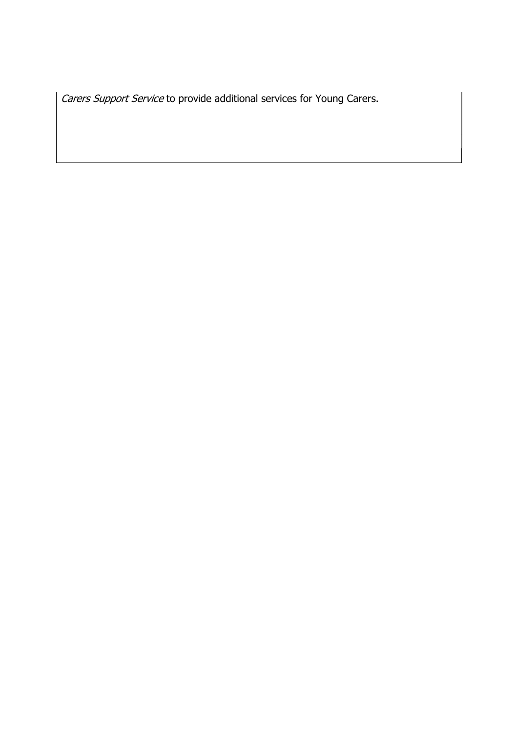*Carers Support Service* to provide additional services for Young Carers.